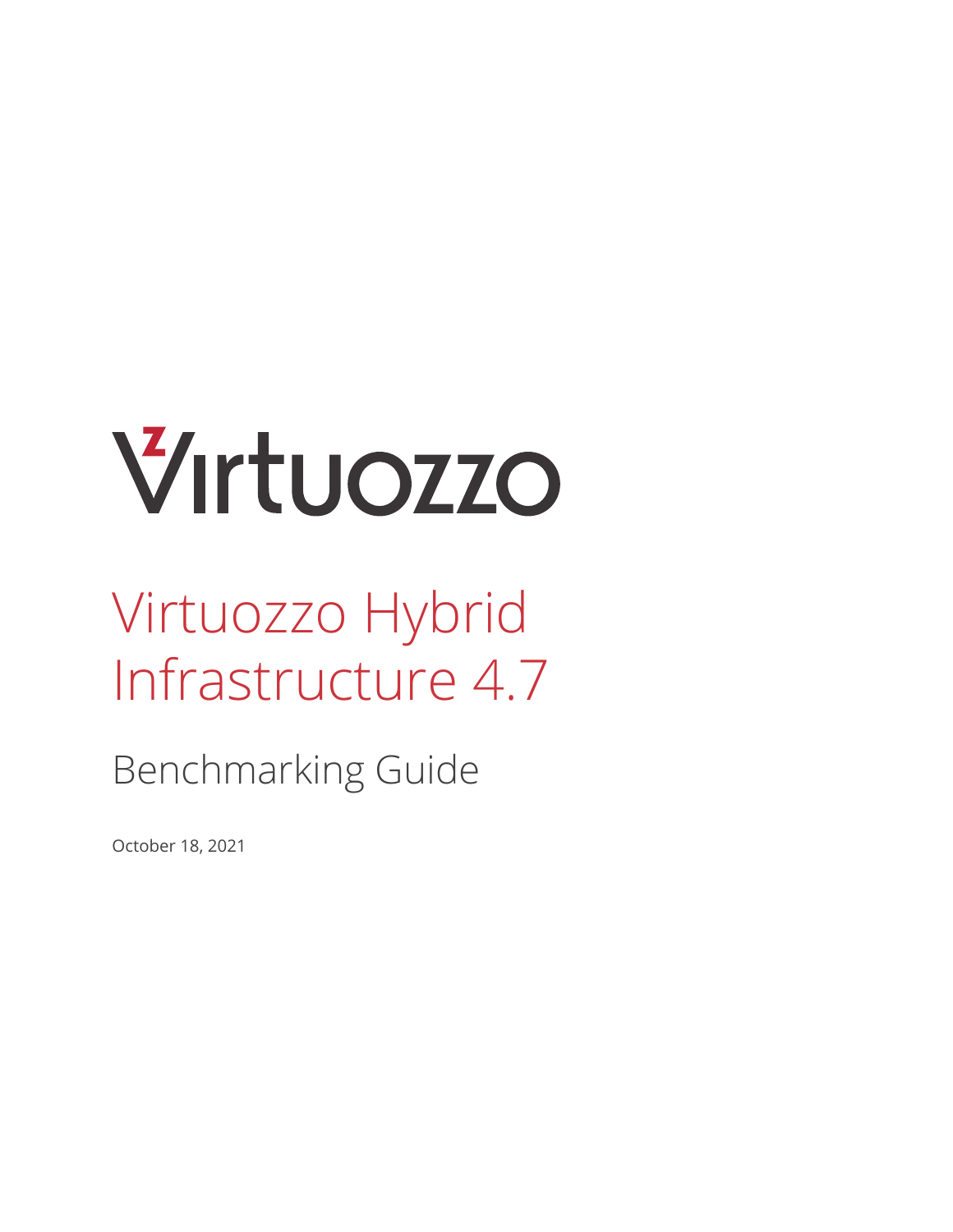Virtuozzo

# Virtuozzo Hybrid Infrastructure 4.7

## Benchmarking Guide

October 18, 2021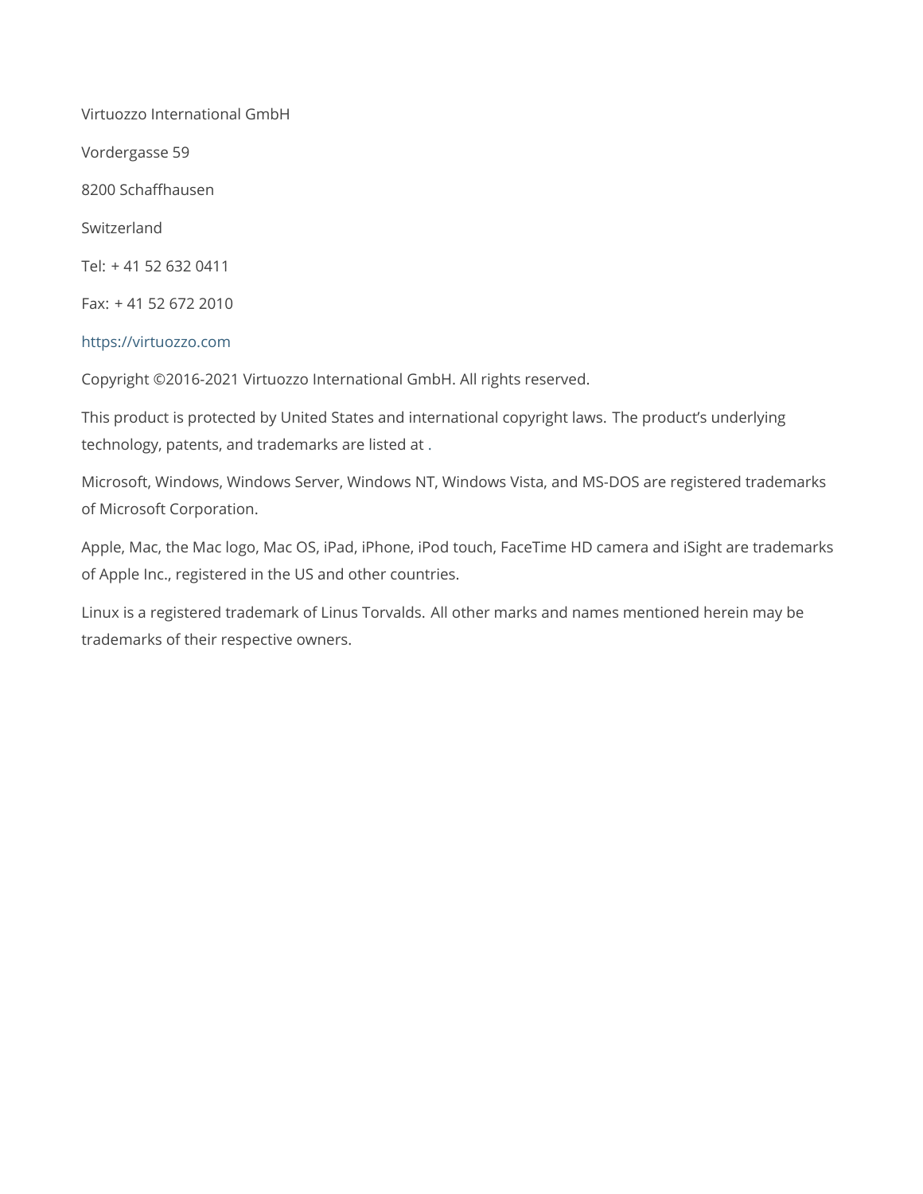Virtuozzo International GmbH

Vordergasse 59

8200 Schaffhausen

Switzerland

Tel: + 41 52 632 0411

Fax: + 41 52 672 2010

https://virtuozzo.com

Copyright ©2016-2021 Virtuozzo International GmbH. All rights reserved.

This product is protected by United States and international copyright laws. The product's underlying technology, patents, and trademarks are listed at .

Microsoft, Windows, Windows Server, Windows NT, Windows Vista, and MS-DOS are registered trademarks of Microsoft Corporation.

Apple, Mac, the Mac logo, Mac OS, iPad, iPhone, iPod touch, FaceTime HD camera and iSight are trademarks of Apple Inc., registered in the US and other countries.

Linux is a registered trademark of Linus Torvalds. All other marks and names mentioned herein may be trademarks of their respective owners.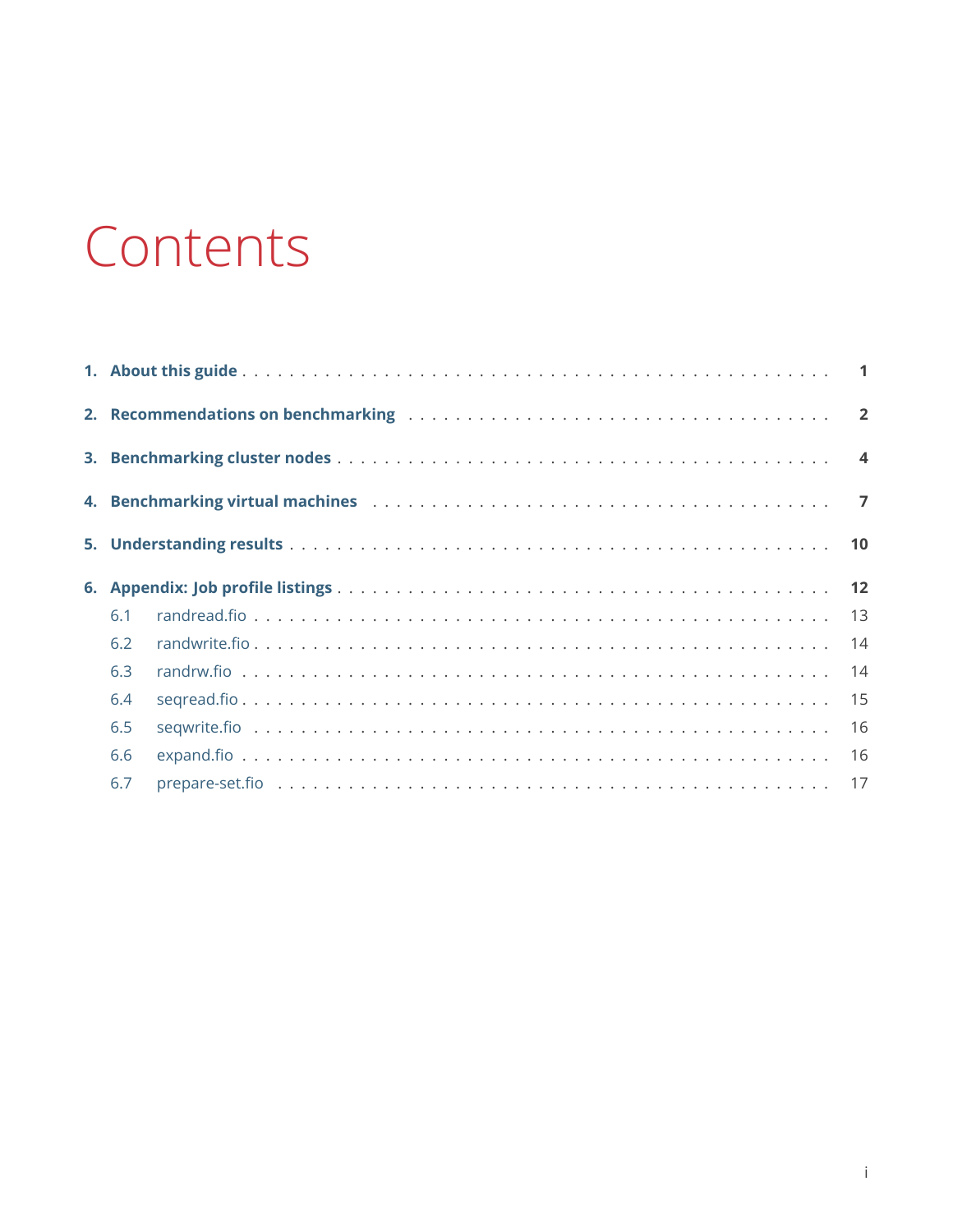# Contents

1. **About this guide** . . . . . . . . . . . . . . . . . . . . . . . . . . . . . . . . . . . . . . . . . . **1**
2. **Recommendations on benchmarking** . . . . . . . . . . . . . . . . . . . . . . . . . . . . . . . . **2**
3. **Benchmarking cluster nodes** . . . . . . . . . . . . . . . . . . . . . . . . . . . . . . . . . . . . . **4**
4. **Benchmarking virtual machines** . . . . . . . . . . . . . . . . . . . . . . . . . . . . . . . . . . . **7**
5. **Understanding results** . . . . . . . . . . . . . . . . . . . . . . . . . . . . . . . . . . . . . . . . . **10**
6. **Appendix: Job profile listings** . . . . . . . . . . . . . . . . . . . . . . . . . . . . . . . . . . . . **12**
   - 6.1 randread.fio . . . . . . . . . . . . . . . . . . . . . . . . . . . . . . . . . . . . . . . . . . . . 13
   - 6.2 randwrite.fio . . . . . . . . . . . . . . . . . . . . . . . . . . . . . . . . . . . . . . . . . . . 14
   - 6.3 randrw.fio . . . . . . . . . . . . . . . . . . . . . . . . . . . . . . . . . . . . . . . . . . . . . 14
   - 6.4 seqread.fio . . . . . . . . . . . . . . . . . . . . . . . . . . . . . . . . . . . . . . . . . . . . 15
   - 6.5 seqwrite.fio . . . . . . . . . . . . . . . . . . . . . . . . . . . . . . . . . . . . . . . . . . . . 16
   - 6.6 expand.fio . . . . . . . . . . . . . . . . . . . . . . . . . . . . . . . . . . . . . . . . . . . . . 16
   - 6.7 prepare-set.fio . . . . . . . . . . . . . . . . . . . . . . . . . . . . . . . . . . . . . . . . . . 17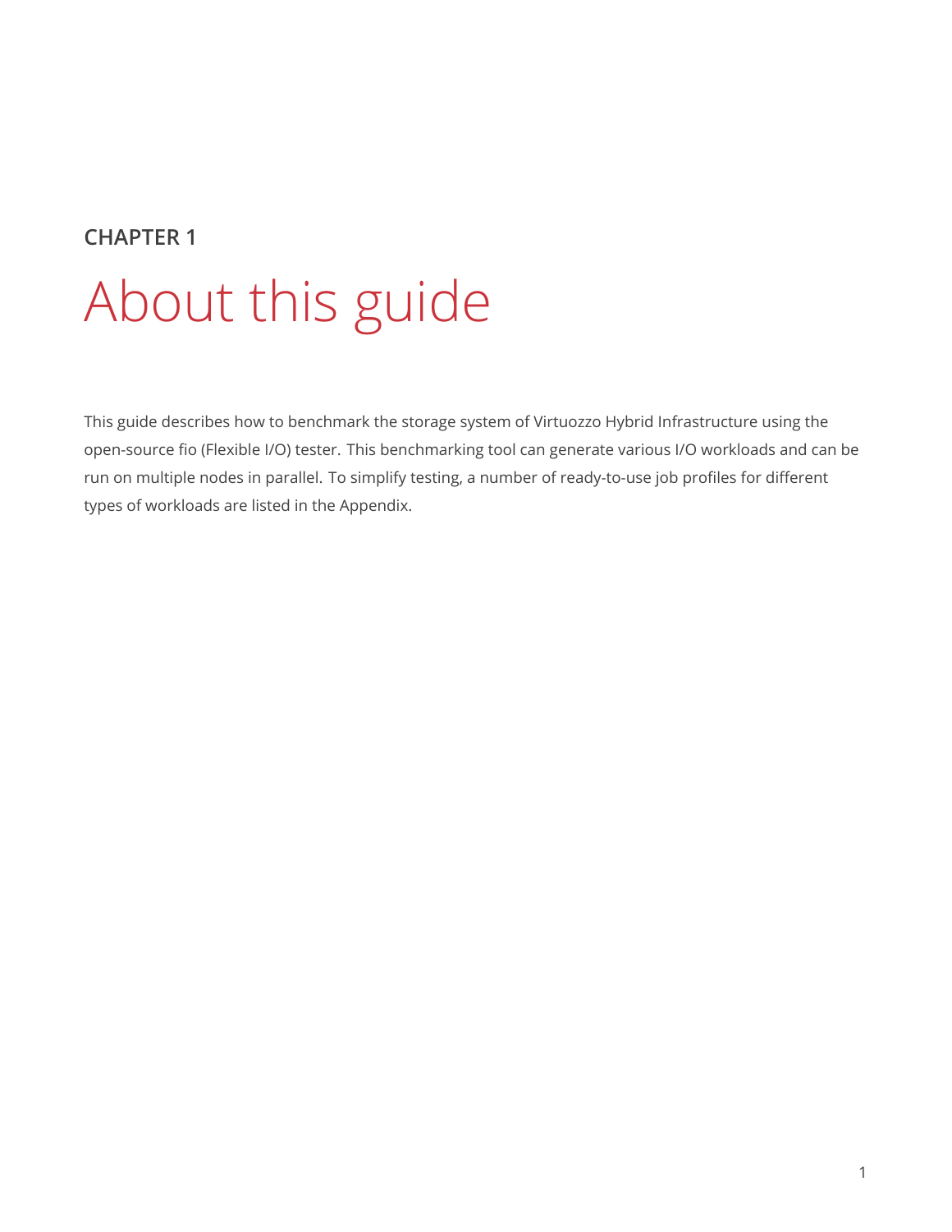**CHAPTER 1**

# About this guide

This guide describes how to benchmark the storage system of Virtuozzo Hybrid Infrastructure using the open-source fio (Flexible I/O) tester. This benchmarking tool can generate various I/O workloads and can be run on multiple nodes in parallel. To simplify testing, a number of ready-to-use job profiles for different types of workloads are listed in the Appendix.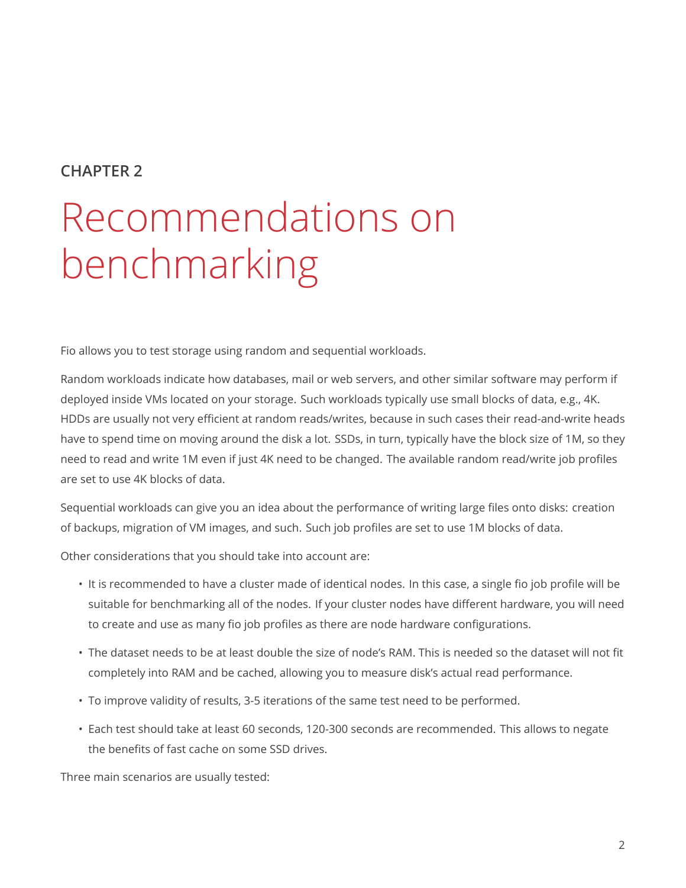**CHAPTER 2**

# Recommendations on benchmarking

Fio allows you to test storage using random and sequential workloads.

Random workloads indicate how databases, mail or web servers, and other similar software may perform if deployed inside VMs located on your storage. Such workloads typically use small blocks of data, e.g., 4K. HDDs are usually not very efficient at random reads/writes, because in such cases their read-and-write heads have to spend time on moving around the disk a lot. SSDs, in turn, typically have the block size of 1M, so they need to read and write 1M even if just 4K need to be changed. The available random read/write job profiles are set to use 4K blocks of data.

Sequential workloads can give you an idea about the performance of writing large files onto disks: creation of backups, migration of VM images, and such. Such job profiles are set to use 1M blocks of data.

Other considerations that you should take into account are:

- It is recommended to have a cluster made of identical nodes. In this case, a single fio job profile will be suitable for benchmarking all of the nodes. If your cluster nodes have different hardware, you will need to create and use as many fio job profiles as there are node hardware configurations.
- The dataset needs to be at least double the size of node's RAM. This is needed so the dataset will not fit completely into RAM and be cached, allowing you to measure disk's actual read performance.
- To improve validity of results, 3-5 iterations of the same test need to be performed.
- Each test should take at least 60 seconds, 120-300 seconds are recommended. This allows to negate the benefits of fast cache on some SSD drives.

Three main scenarios are usually tested: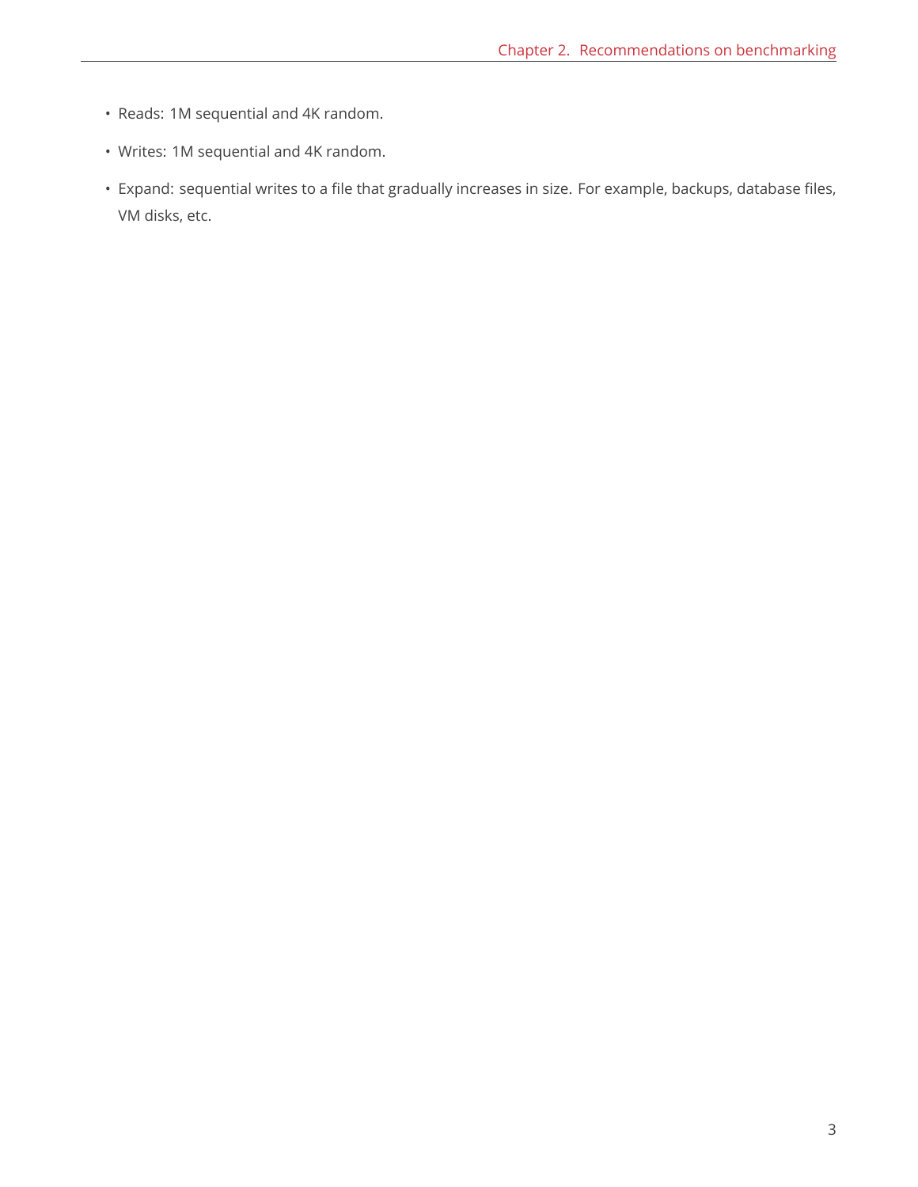- Reads: 1M sequential and 4K random.
- Writes: 1M sequential and 4K random.
- Expand: sequential writes to a file that gradually increases in size. For example, backups, database files, VM disks, etc.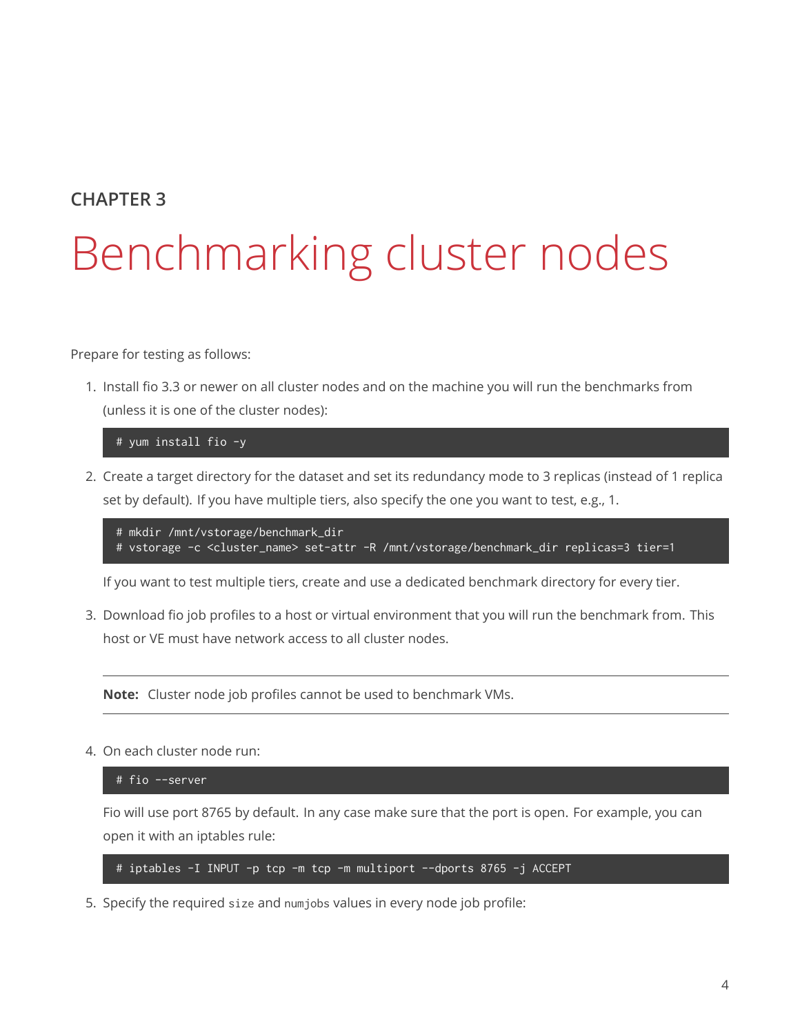CHAPTER 3

# Benchmarking cluster nodes

Prepare for testing as follows:

1. Install fio 3.3 or newer on all cluster nodes and on the machine you will run the benchmarks from (unless it is one of the cluster nodes):

   ```
   # yum install fio -y
   ```

2. Create a target directory for the dataset and set its redundancy mode to 3 replicas (instead of 1 replica set by default). If you have multiple tiers, also specify the one you want to test, e.g., 1.

   ```
   # mkdir /mnt/vstorage/benchmark_dir
   # vstorage -c <cluster_name> set-attr -R /mnt/vstorage/benchmark_dir replicas=3 tier=1
   ```

   If you want to test multiple tiers, create and use a dedicated benchmark directory for every tier.

3. Download fio job profiles to a host or virtual environment that you will run the benchmark from. This host or VE must have network access to all cluster nodes.

   ---

   **Note:** Cluster node job profiles cannot be used to benchmark VMs.

   ---

4. On each cluster node run:

   ```
   # fio --server
   ```

   Fio will use port 8765 by default. In any case make sure that the port is open. For example, you can open it with an iptables rule:

   ```
   # iptables -I INPUT -p tcp -m tcp -m multiport --dports 8765 -j ACCEPT
   ```

5. Specify the required `size` and `numjobs` values in every node job profile: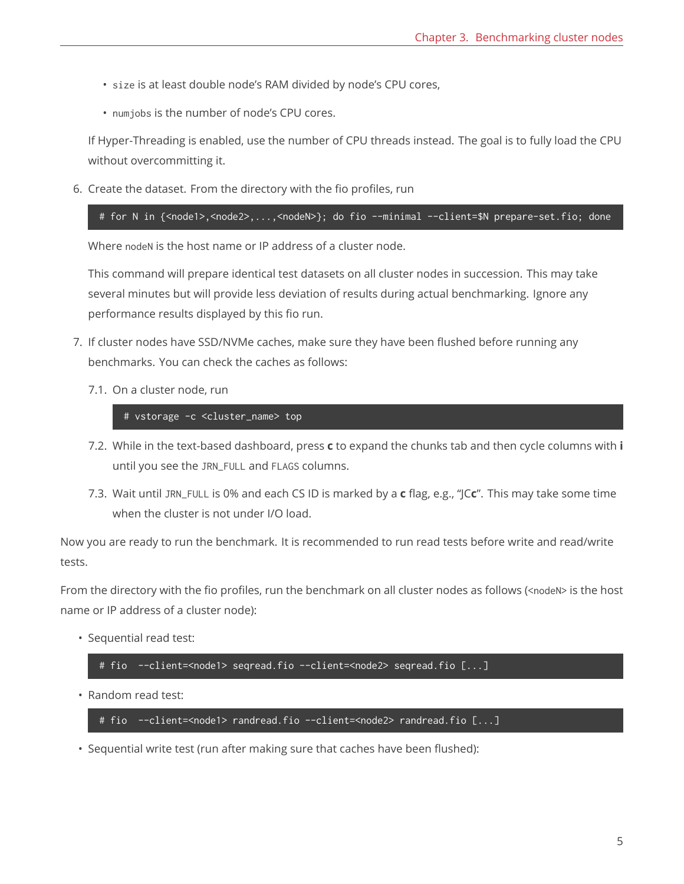- `size` is at least double node's RAM divided by node's CPU cores,
- `numjobs` is the number of node's CPU cores.

If Hyper-Threading is enabled, use the number of CPU threads instead. The goal is to fully load the CPU without overcommitting it.

6. Create the dataset. From the directory with the fio profiles, run

   ```
   # for N in {<node1>,<node2>,...,<nodeN>}; do fio --minimal --client=$N prepare-set.fio; done
   ```

   Where `nodeN` is the host name or IP address of a cluster node.

   This command will prepare identical test datasets on all cluster nodes in succession. This may take several minutes but will provide less deviation of results during actual benchmarking. Ignore any performance results displayed by this fio run.

7. If cluster nodes have SSD/NVMe caches, make sure they have been flushed before running any benchmarks. You can check the caches as follows:

   7.1. On a cluster node, run

   ```
   # vstorage -c <cluster_name> top
   ```

   7.2. While in the text-based dashboard, press **c** to expand the chunks tab and then cycle columns with **i** until you see the `JRN_FULL` and `FLAGS` columns.

   7.3. Wait until `JRN_FULL` is 0% and each CS ID is marked by a **c** flag, e.g., "JC**c**". This may take some time when the cluster is not under I/O load.

Now you are ready to run the benchmark. It is recommended to run read tests before write and read/write tests.

From the directory with the fio profiles, run the benchmark on all cluster nodes as follows (`<nodeN>` is the host name or IP address of a cluster node):

- Sequential read test:

  ```
  # fio  --client=<node1> seqread.fio --client=<node2> seqread.fio [...]
  ```

- Random read test:

  ```
  # fio  --client=<node1> randread.fio --client=<node2> randread.fio [...]
  ```

- Sequential write test (run after making sure that caches have been flushed):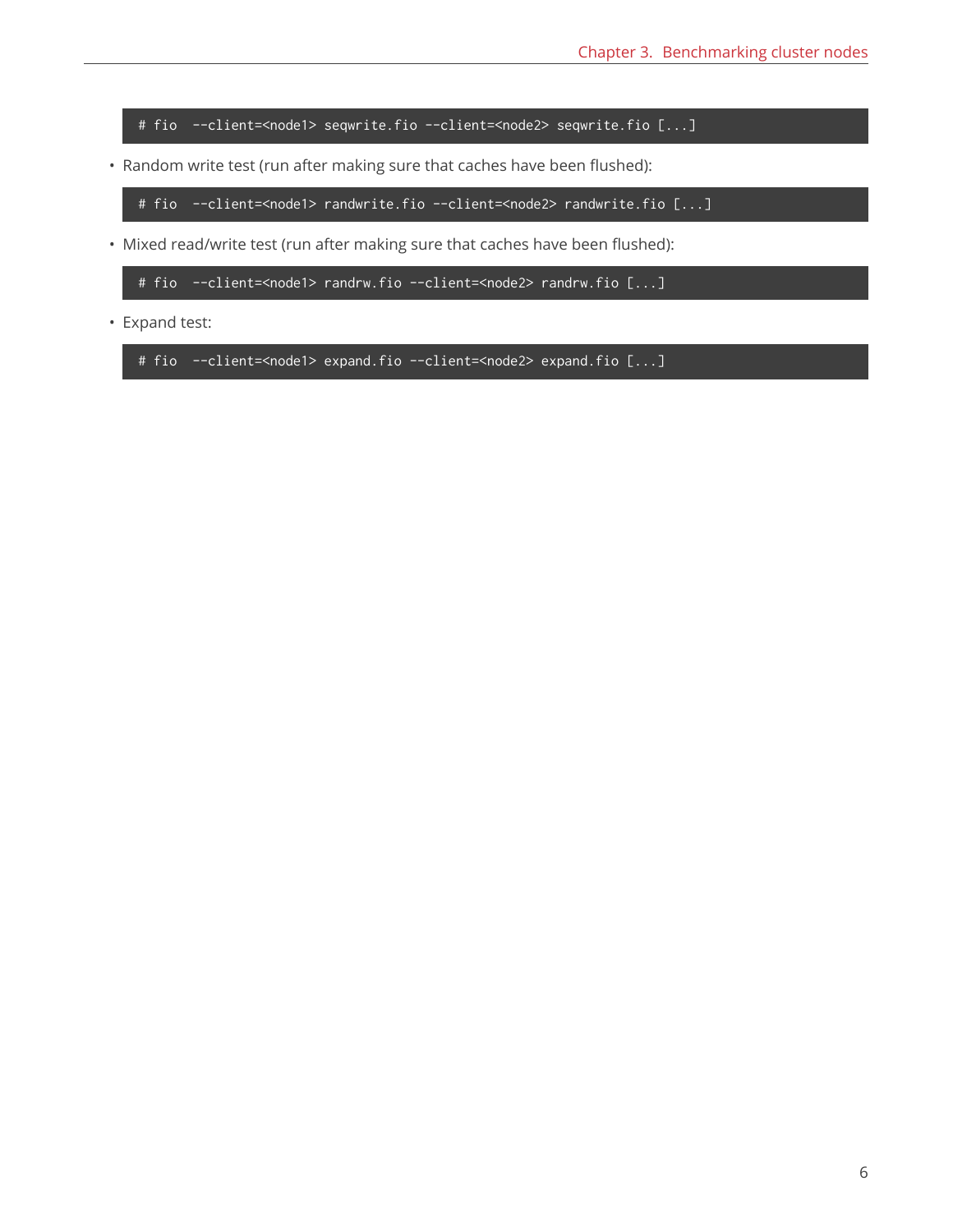```
# fio  --client=<node1> seqwrite.fio --client=<node2> seqwrite.fio [...]
```

- Random write test (run after making sure that caches have been flushed):

```
# fio  --client=<node1> randwrite.fio --client=<node2> randwrite.fio [...]
```

- Mixed read/write test (run after making sure that caches have been flushed):

```
# fio  --client=<node1> randrw.fio --client=<node2> randrw.fio [...]
```

- Expand test:

```
# fio  --client=<node1> expand.fio --client=<node2> expand.fio [...]
```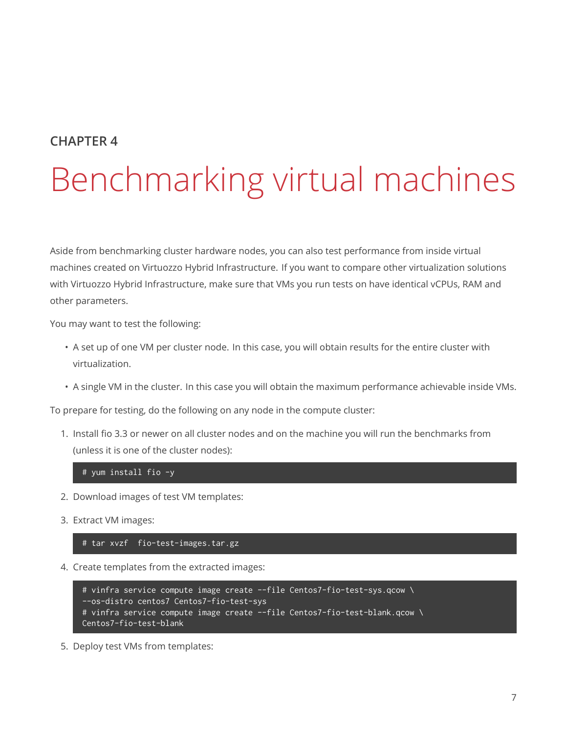CHAPTER 4

# Benchmarking virtual machines

Aside from benchmarking cluster hardware nodes, you can also test performance from inside virtual machines created on Virtuozzo Hybrid Infrastructure. If you want to compare other virtualization solutions with Virtuozzo Hybrid Infrastructure, make sure that VMs you run tests on have identical vCPUs, RAM and other parameters.

You may want to test the following:

- A set up of one VM per cluster node. In this case, you will obtain results for the entire cluster with virtualization.
- A single VM in the cluster. In this case you will obtain the maximum performance achievable inside VMs.

To prepare for testing, do the following on any node in the compute cluster:

1. Install fio 3.3 or newer on all cluster nodes and on the machine you will run the benchmarks from (unless it is one of the cluster nodes):

   ```
   # yum install fio -y
   ```

2. Download images of test VM templates:
3. Extract VM images:

   ```
   # tar xvzf  fio-test-images.tar.gz
   ```

4. Create templates from the extracted images:

   ```
   # vinfra service compute image create --file Centos7-fio-test-sys.qcow \
   --os-distro centos7 Centos7-fio-test-sys
   # vinfra service compute image create --file Centos7-fio-test-blank.qcow \
   Centos7-fio-test-blank
   ```

5. Deploy test VMs from templates: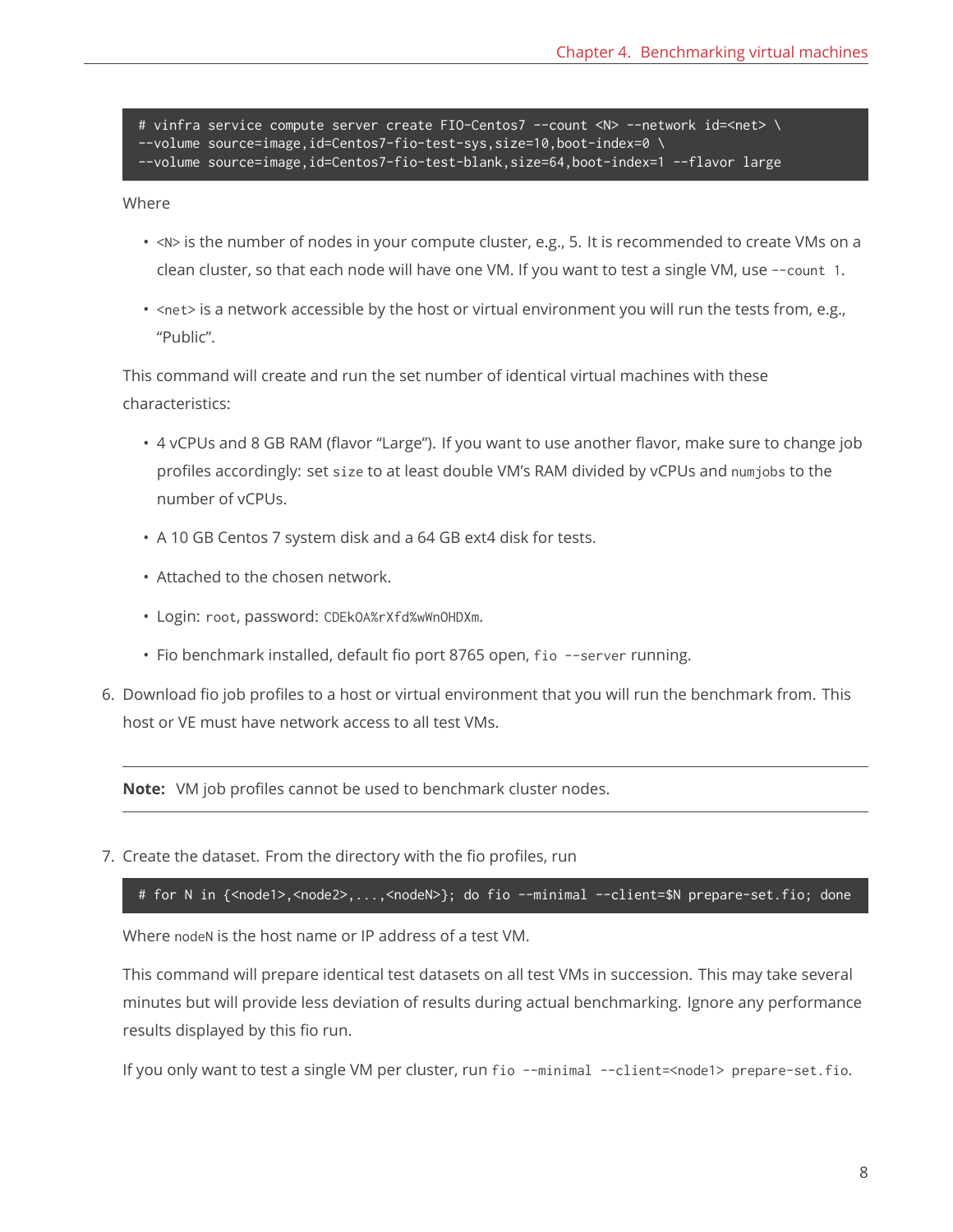```
# vinfra service compute server create FIO-Centos7 --count <N> --network id=<net> \
--volume source=image,id=Centos7-fio-test-sys,size=10,boot-index=0 \
--volume source=image,id=Centos7-fio-test-blank,size=64,boot-index=1 --flavor large
```

Where

- `<N>` is the number of nodes in your compute cluster, e.g., 5. It is recommended to create VMs on a clean cluster, so that each node will have one VM. If you want to test a single VM, use `--count 1`.
- `<net>` is a network accessible by the host or virtual environment you will run the tests from, e.g., "Public".

This command will create and run the set number of identical virtual machines with these characteristics:

- 4 vCPUs and 8 GB RAM (flavor "Large"). If you want to use another flavor, make sure to change job profiles accordingly: set `size` to at least double VM's RAM divided by vCPUs and `numjobs` to the number of vCPUs.
- A 10 GB Centos 7 system disk and a 64 GB ext4 disk for tests.
- Attached to the chosen network.
- Login: `root`, password: `CDEkOA%rXfd%wWnOHDXm`.
- Fio benchmark installed, default fio port 8765 open, `fio --server` running.

6. Download fio job profiles to a host or virtual environment that you will run the benchmark from. This host or VE must have network access to all test VMs.

---

**Note:** VM job profiles cannot be used to benchmark cluster nodes.

---

7. Create the dataset. From the directory with the fio profiles, run

```
# for N in {<node1>,<node2>,...,<nodeN>}; do fio --minimal --client=$N prepare-set.fio; done
```

Where `nodeN` is the host name or IP address of a test VM.

This command will prepare identical test datasets on all test VMs in succession. This may take several minutes but will provide less deviation of results during actual benchmarking. Ignore any performance results displayed by this fio run.

If you only want to test a single VM per cluster, run `fio --minimal --client=<node1> prepare-set.fio`.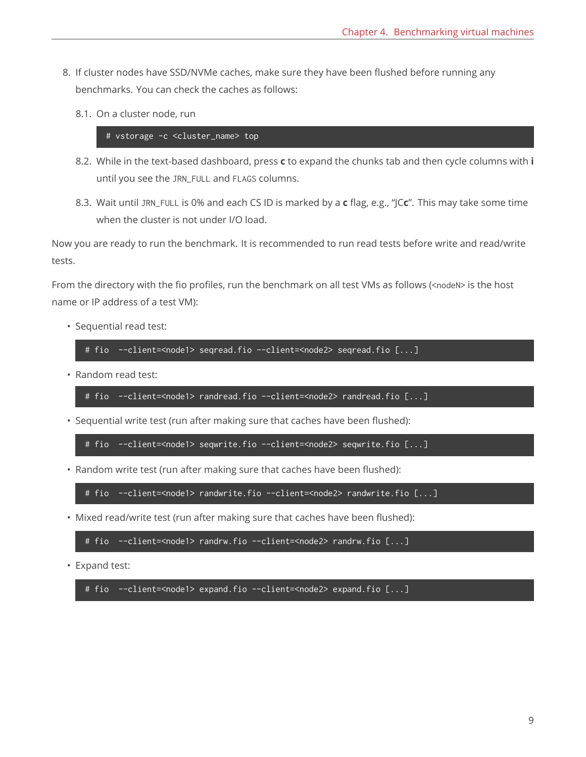8. If cluster nodes have SSD/NVMe caches, make sure they have been flushed before running any benchmarks. You can check the caches as follows:

   8.1. On a cluster node, run

   ```
   # vstorage -c <cluster_name> top
   ```

   8.2. While in the text-based dashboard, press **c** to expand the chunks tab and then cycle columns with **i** until you see the `JRN_FULL` and `FLAGS` columns.

   8.3. Wait until `JRN_FULL` is 0% and each CS ID is marked by a **c** flag, e.g., "JC**c**". This may take some time when the cluster is not under I/O load.

Now you are ready to run the benchmark. It is recommended to run read tests before write and read/write tests.

From the directory with the fio profiles, run the benchmark on all test VMs as follows (`<nodeN>` is the host name or IP address of a test VM):

- Sequential read test:

```
# fio  --client=<node1> seqread.fio --client=<node2> seqread.fio [...]
```

- Random read test:

```
# fio  --client=<node1> randread.fio --client=<node2> randread.fio [...]
```

- Sequential write test (run after making sure that caches have been flushed):

```
# fio  --client=<node1> seqwrite.fio --client=<node2> seqwrite.fio [...]
```

- Random write test (run after making sure that caches have been flushed):

```
# fio  --client=<node1> randwrite.fio --client=<node2> randwrite.fio [...]
```

- Mixed read/write test (run after making sure that caches have been flushed):

```
# fio  --client=<node1> randrw.fio --client=<node2> randrw.fio [...]
```

- Expand test:

```
# fio  --client=<node1> expand.fio --client=<node2> expand.fio [...]
```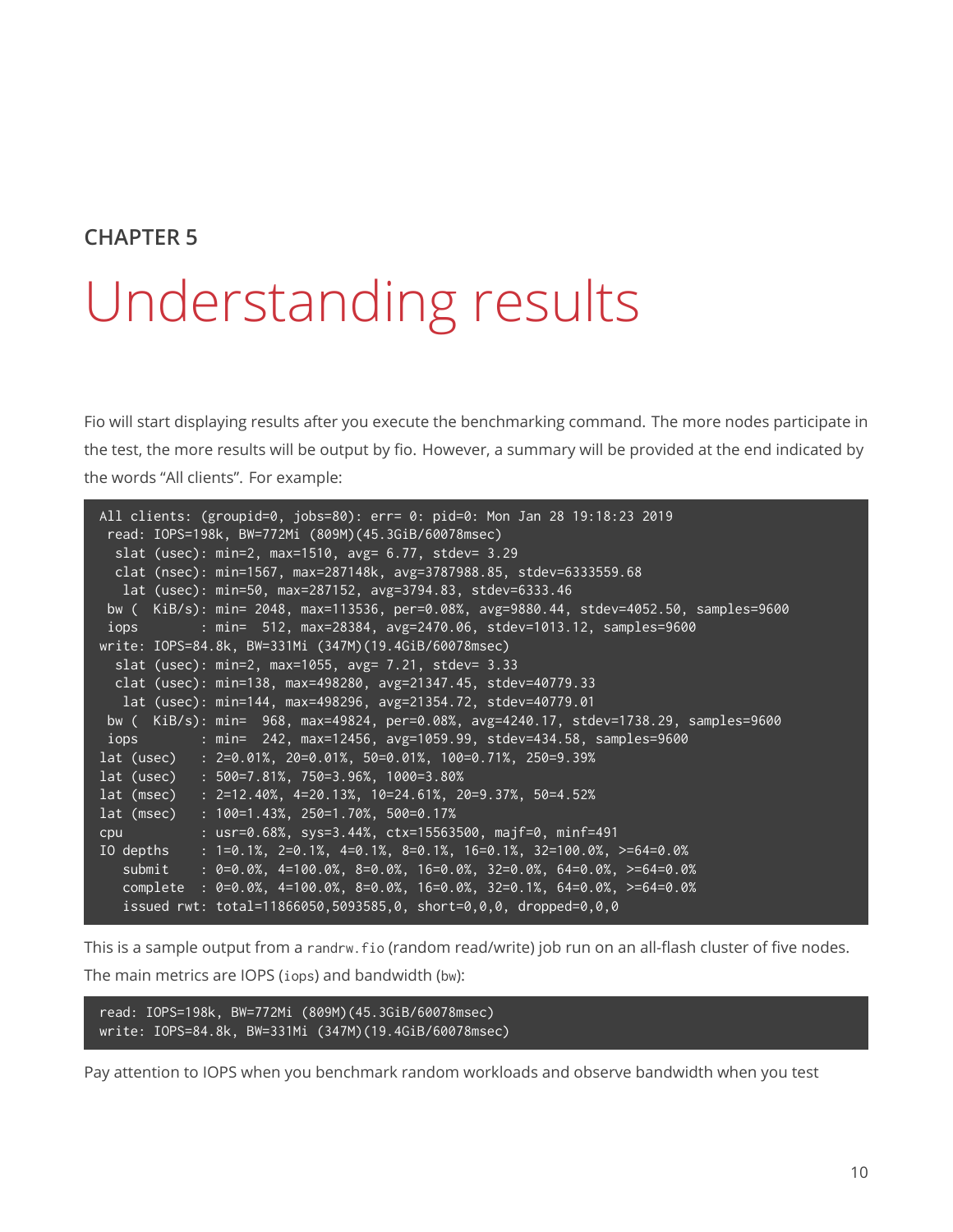**CHAPTER 5**

# Understanding results

Fio will start displaying results after you execute the benchmarking command. The more nodes participate in the test, the more results will be output by fio. However, a summary will be provided at the end indicated by the words "All clients". For example:

```
All clients: (groupid=0, jobs=80): err= 0: pid=0: Mon Jan 28 19:18:23 2019
 read: IOPS=198k, BW=772Mi (809M)(45.3GiB/60078msec)
  slat (usec): min=2, max=1510, avg= 6.77, stdev= 3.29
  clat (nsec): min=1567, max=287148k, avg=3787988.85, stdev=6333559.68
   lat (usec): min=50, max=287152, avg=3794.83, stdev=6333.46
 bw (  KiB/s): min= 2048, max=113536, per=0.08%, avg=9880.44, stdev=4052.50, samples=9600
 iops        : min=  512, max=28384, avg=2470.06, stdev=1013.12, samples=9600
write: IOPS=84.8k, BW=331Mi (347M)(19.4GiB/60078msec)
  slat (usec): min=2, max=1055, avg= 7.21, stdev= 3.33
  clat (usec): min=138, max=498280, avg=21347.45, stdev=40779.33
   lat (usec): min=144, max=498296, avg=21354.72, stdev=40779.01
 bw (  KiB/s): min=  968, max=49824, per=0.08%, avg=4240.17, stdev=1738.29, samples=9600
 iops        : min=  242, max=12456, avg=1059.99, stdev=434.58, samples=9600
lat (usec)   : 2=0.01%, 20=0.01%, 50=0.01%, 100=0.71%, 250=9.39%
lat (usec)   : 500=7.81%, 750=3.96%, 1000=3.80%
lat (msec)   : 2=12.40%, 4=20.13%, 10=24.61%, 20=9.37%, 50=4.52%
lat (msec)   : 100=1.43%, 250=1.70%, 500=0.17%
cpu          : usr=0.68%, sys=3.44%, ctx=15563500, majf=0, minf=491
IO depths    : 1=0.1%, 2=0.1%, 4=0.1%, 8=0.1%, 16=0.1%, 32=100.0%, >=64=0.0%
   submit    : 0=0.0%, 4=100.0%, 8=0.0%, 16=0.0%, 32=0.0%, 64=0.0%, >=64=0.0%
   complete  : 0=0.0%, 4=100.0%, 8=0.0%, 16=0.0%, 32=0.1%, 64=0.0%, >=64=0.0%
   issued rwt: total=11866050,5093585,0, short=0,0,0, dropped=0,0,0
```

This is a sample output from a `randrw.fio` (random read/write) job run on an all-flash cluster of five nodes. The main metrics are IOPS (`iops`) and bandwidth (`bw`):

```
read: IOPS=198k, BW=772Mi (809M)(45.3GiB/60078msec)
write: IOPS=84.8k, BW=331Mi (347M)(19.4GiB/60078msec)
```

Pay attention to IOPS when you benchmark random workloads and observe bandwidth when you test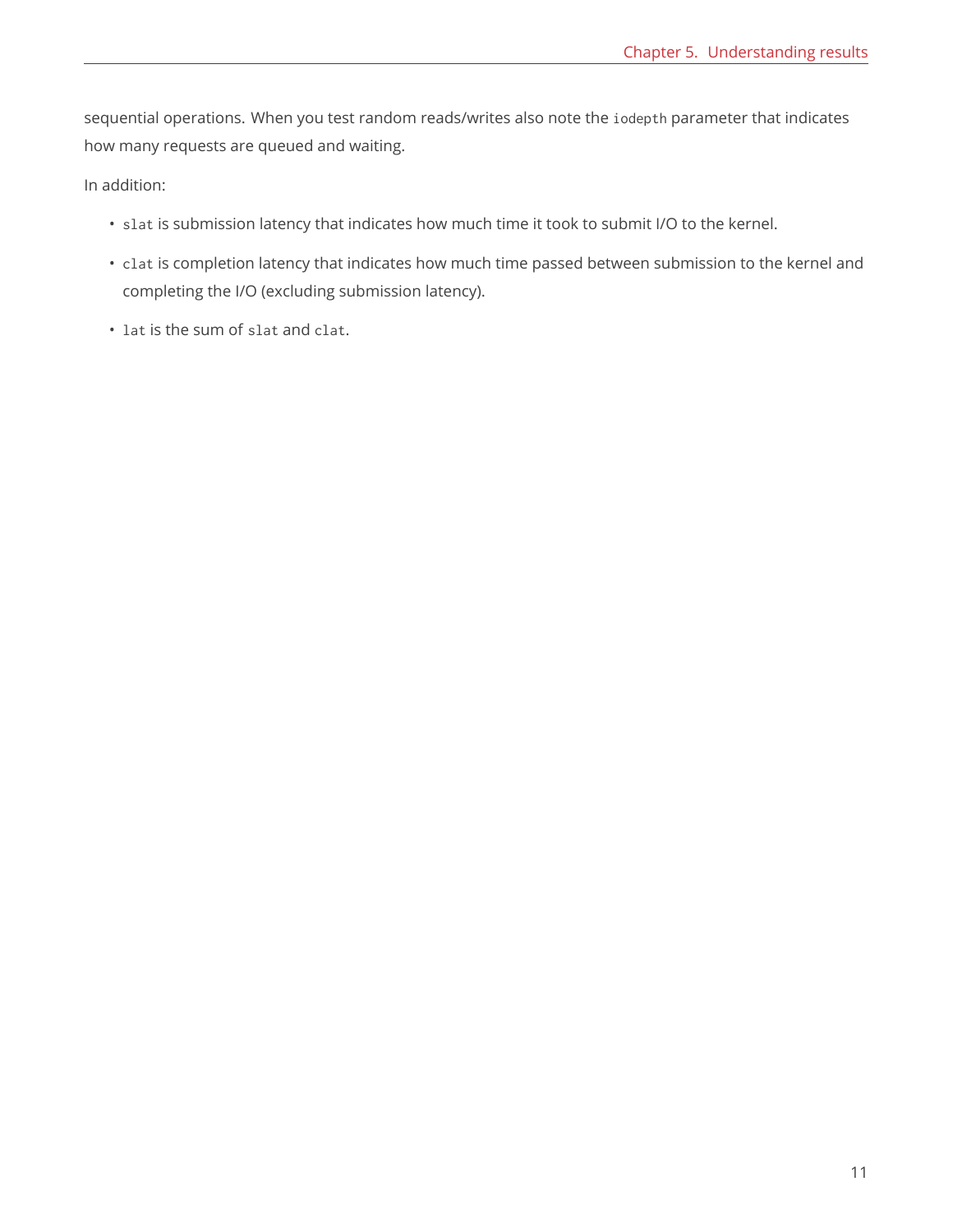sequential operations. When you test random reads/writes also note the `iodepth` parameter that indicates how many requests are queued and waiting.

In addition:

- `slat` is submission latency that indicates how much time it took to submit I/O to the kernel.
- `clat` is completion latency that indicates how much time passed between submission to the kernel and completing the I/O (excluding submission latency).
- `lat` is the sum of `slat` and `clat`.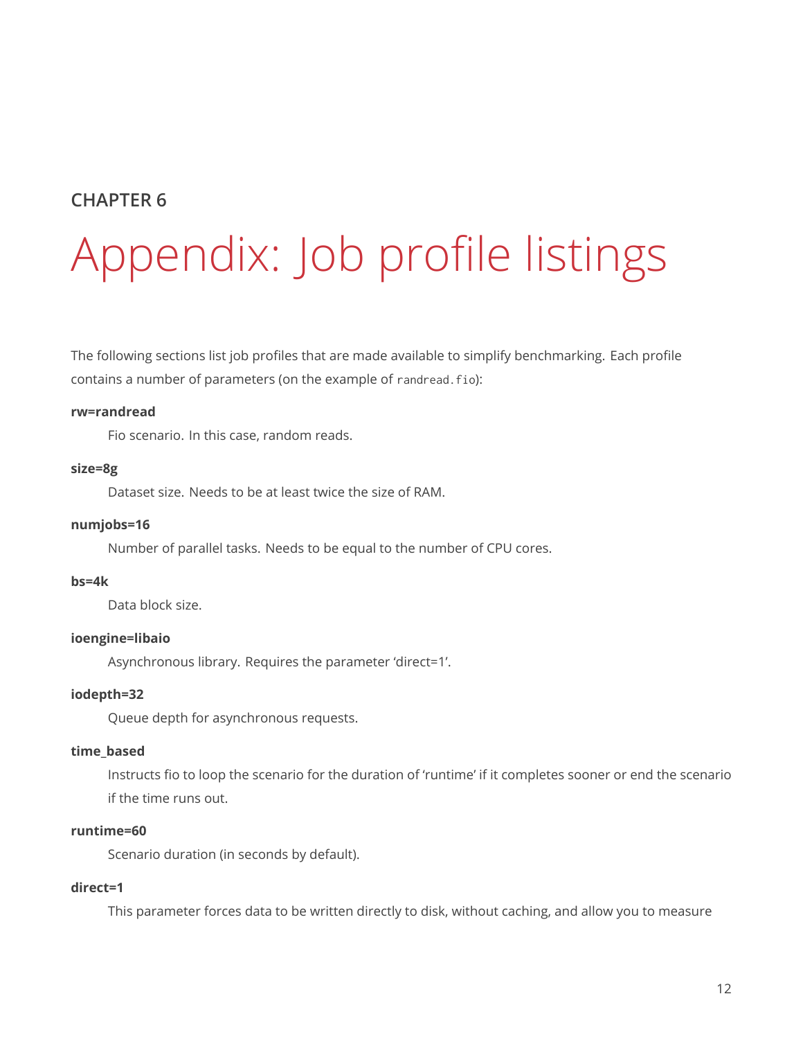CHAPTER 6

# Appendix: Job profile listings

The following sections list job profiles that are made available to simplify benchmarking. Each profile contains a number of parameters (on the example of `randread.fio`):

**rw=randread**

Fio scenario. In this case, random reads.

**size=8g**

Dataset size. Needs to be at least twice the size of RAM.

**numjobs=16**

Number of parallel tasks. Needs to be equal to the number of CPU cores.

**bs=4k**

Data block size.

**ioengine=libaio**

Asynchronous library. Requires the parameter 'direct=1'.

**iodepth=32**

Queue depth for asynchronous requests.

**time_based**

Instructs fio to loop the scenario for the duration of 'runtime' if it completes sooner or end the scenario if the time runs out.

**runtime=60**

Scenario duration (in seconds by default).

**direct=1**

This parameter forces data to be written directly to disk, without caching, and allow you to measure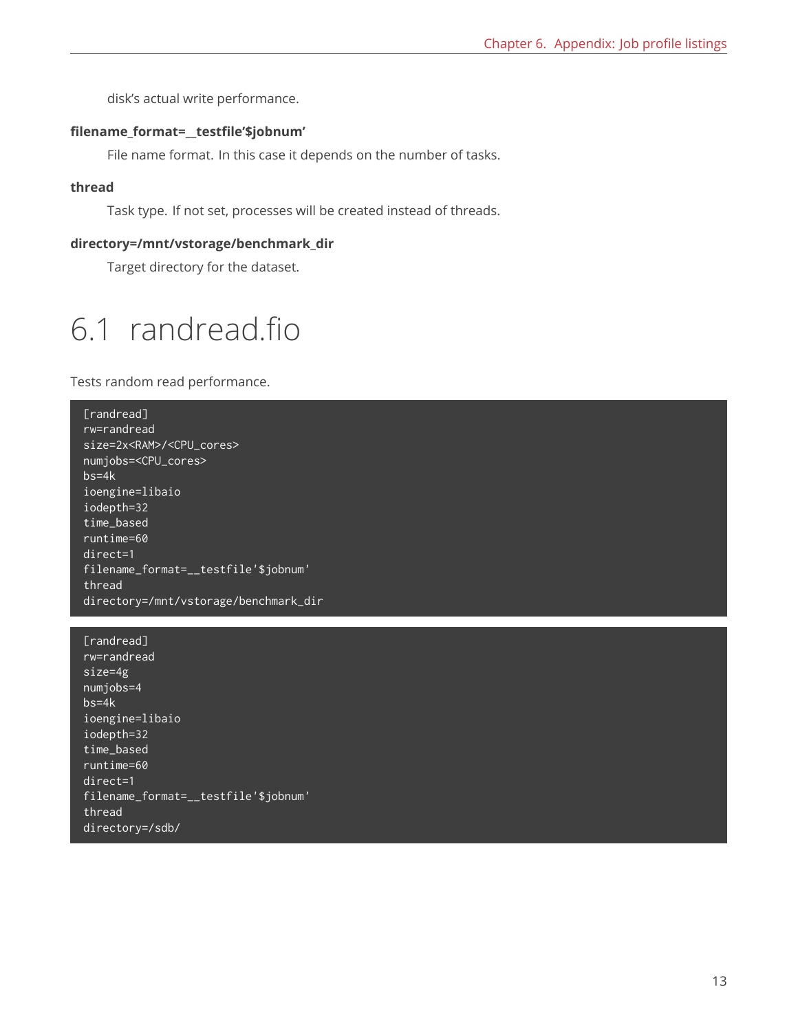disk's actual write performance.

**filename_format=__testfile'$jobnum'**

File name format. In this case it depends on the number of tasks.

**thread**

Task type. If not set, processes will be created instead of threads.

**directory=/mnt/vstorage/benchmark_dir**

Target directory for the dataset.

## 6.1 randread.fio

Tests random read performance.

```
[randread]
rw=randread
size=2x<RAM>/<CPU_cores>
numjobs=<CPU_cores>
bs=4k
ioengine=libaio
iodepth=32
time_based
runtime=60
direct=1
filename_format=__testfile'$jobnum'
thread
directory=/mnt/vstorage/benchmark_dir
```

```
[randread]
rw=randread
size=4g
numjobs=4
bs=4k
ioengine=libaio
iodepth=32
time_based
runtime=60
direct=1
filename_format=__testfile'$jobnum'
thread
directory=/sdb/
```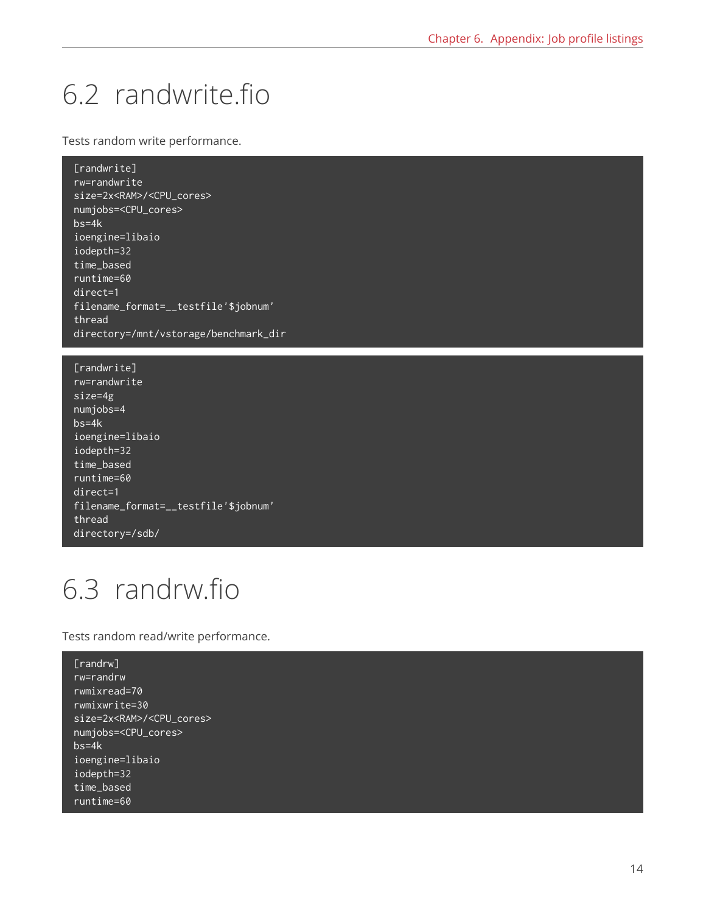## 6.2 randwrite.fio

Tests random write performance.

```
[randwrite]
rw=randwrite
size=2x<RAM>/<CPU_cores>
numjobs=<CPU_cores>
bs=4k
ioengine=libaio
iodepth=32
time_based
runtime=60
direct=1
filename_format=__testfile'$jobnum'
thread
directory=/mnt/vstorage/benchmark_dir
```

```
[randwrite]
rw=randwrite
size=4g
numjobs=4
bs=4k
ioengine=libaio
iodepth=32
time_based
runtime=60
direct=1
filename_format=__testfile'$jobnum'
thread
directory=/sdb/
```

## 6.3 randrw.fio

Tests random read/write performance.

```
[randrw]
rw=randrw
rwmixread=70
rwmixwrite=30
size=2x<RAM>/<CPU_cores>
numjobs=<CPU_cores>
bs=4k
ioengine=libaio
iodepth=32
time_based
runtime=60
```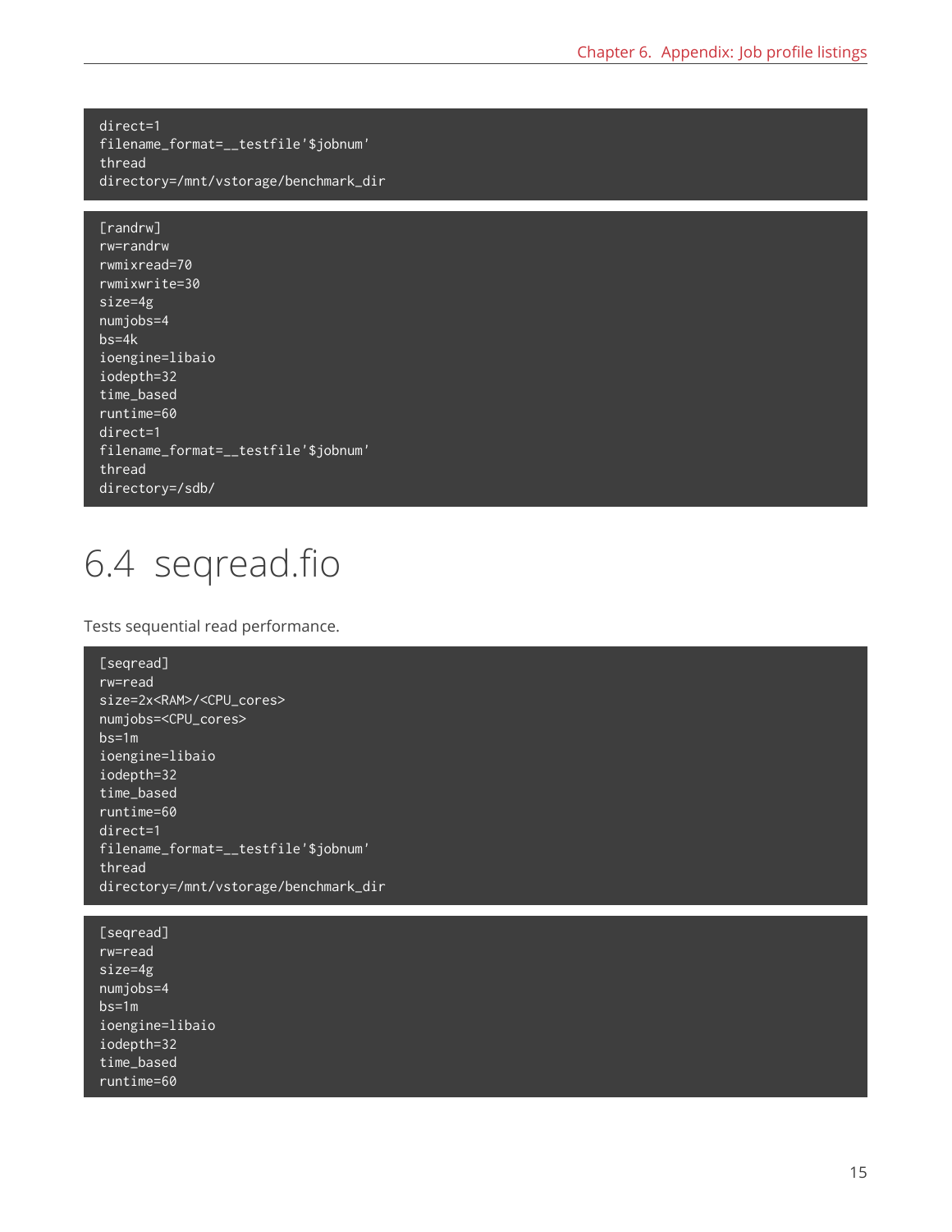```
direct=1
filename_format=__testfile'$jobnum'
thread
directory=/mnt/vstorage/benchmark_dir
```

```
[randrw]
rw=randrw
rwmixread=70
rwmixwrite=30
size=4g
numjobs=4
bs=4k
ioengine=libaio
iodepth=32
time_based
runtime=60
direct=1
filename_format=__testfile'$jobnum'
thread
directory=/sdb/
```

## 6.4 seqread.fio

Tests sequential read performance.

```
[seqread]
rw=read
size=2x<RAM>/<CPU_cores>
numjobs=<CPU_cores>
bs=1m
ioengine=libaio
iodepth=32
time_based
runtime=60
direct=1
filename_format=__testfile'$jobnum'
thread
directory=/mnt/vstorage/benchmark_dir
```

```
[seqread]
rw=read
size=4g
numjobs=4
bs=1m
ioengine=libaio
iodepth=32
time_based
runtime=60
```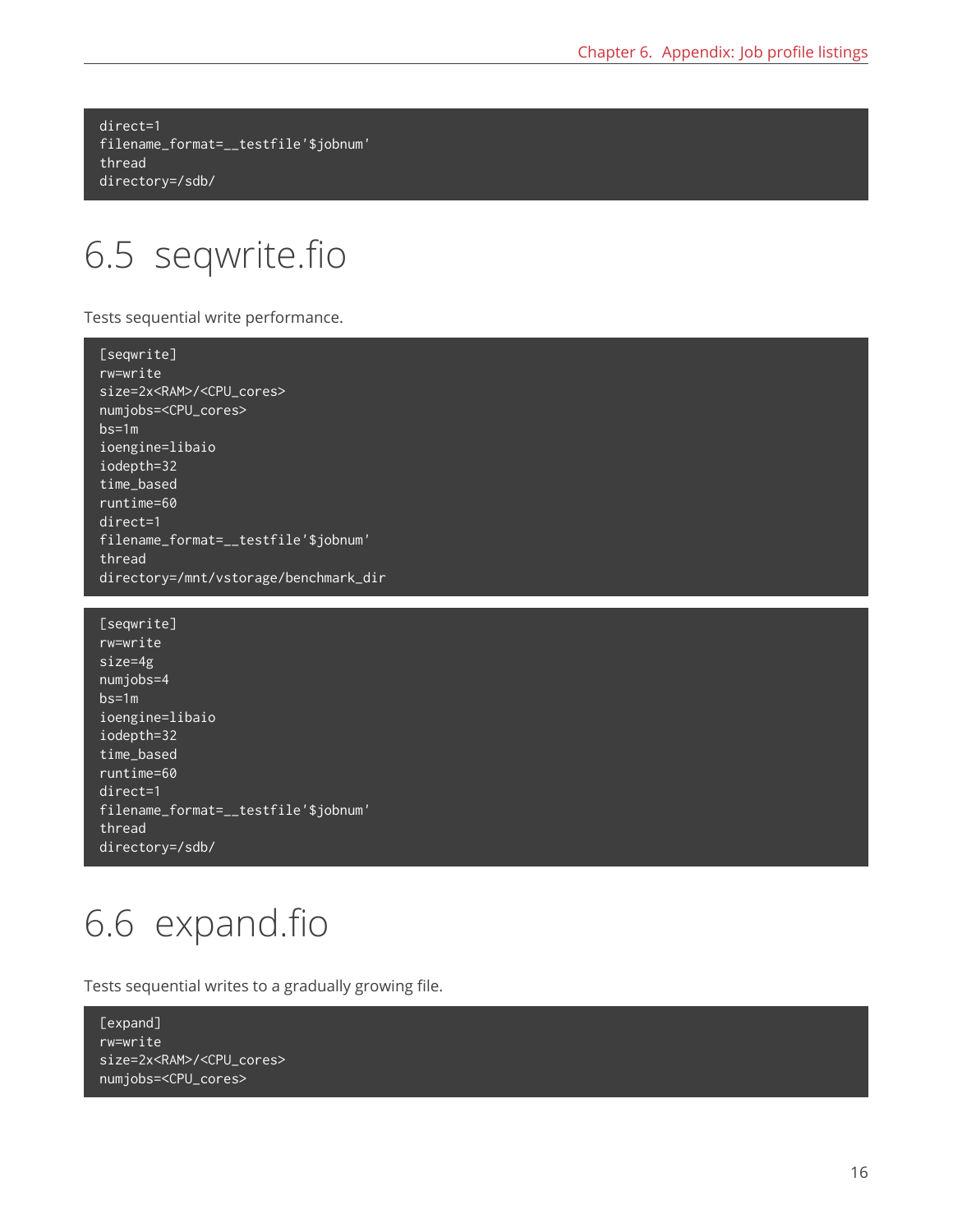```
direct=1
filename_format=__testfile'$jobnum'
thread
directory=/sdb/
```

## 6.5 seqwrite.fio

Tests sequential write performance.

```
[seqwrite]
rw=write
size=2x<RAM>/<CPU_cores>
numjobs=<CPU_cores>
bs=1m
ioengine=libaio
iodepth=32
time_based
runtime=60
direct=1
filename_format=__testfile'$jobnum'
thread
directory=/mnt/vstorage/benchmark_dir
```

```
[seqwrite]
rw=write
size=4g
numjobs=4
bs=1m
ioengine=libaio
iodepth=32
time_based
runtime=60
direct=1
filename_format=__testfile'$jobnum'
thread
directory=/sdb/
```

## 6.6 expand.fio

Tests sequential writes to a gradually growing file.

```
[expand]
rw=write
size=2x<RAM>/<CPU_cores>
numjobs=<CPU_cores>
```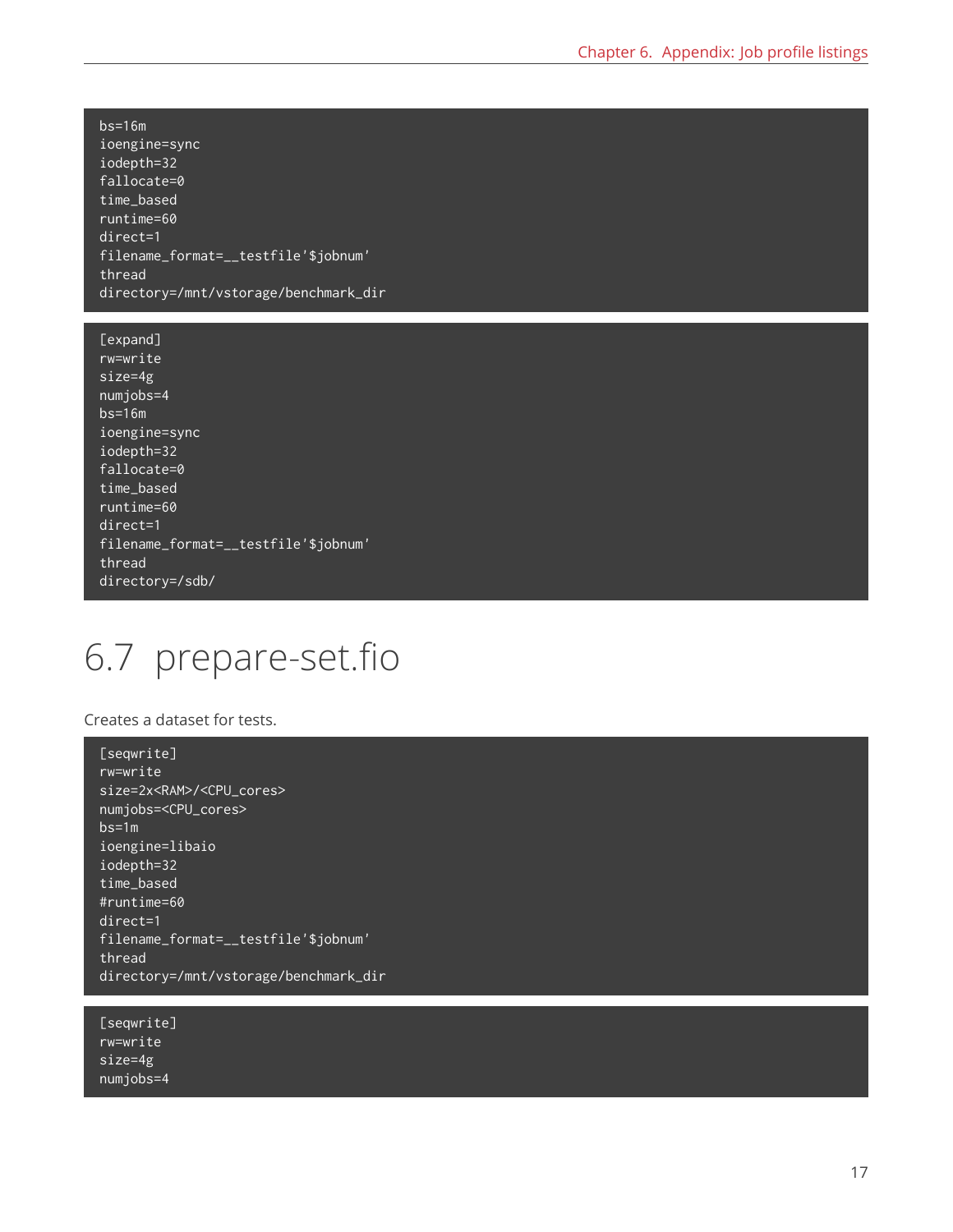```
bs=16m
ioengine=sync
iodepth=32
fallocate=0
time_based
runtime=60
direct=1
filename_format=__testfile'$jobnum'
thread
directory=/mnt/vstorage/benchmark_dir
```

```
[expand]
rw=write
size=4g
numjobs=4
bs=16m
ioengine=sync
iodepth=32
fallocate=0
time_based
runtime=60
direct=1
filename_format=__testfile'$jobnum'
thread
directory=/sdb/
```

## 6.7 prepare-set.fio

Creates a dataset for tests.

```
[seqwrite]
rw=write
size=2x<RAM>/<CPU_cores>
numjobs=<CPU_cores>
bs=1m
ioengine=libaio
iodepth=32
time_based
#runtime=60
direct=1
filename_format=__testfile'$jobnum'
thread
directory=/mnt/vstorage/benchmark_dir
```

```
[seqwrite]
rw=write
size=4g
numjobs=4
```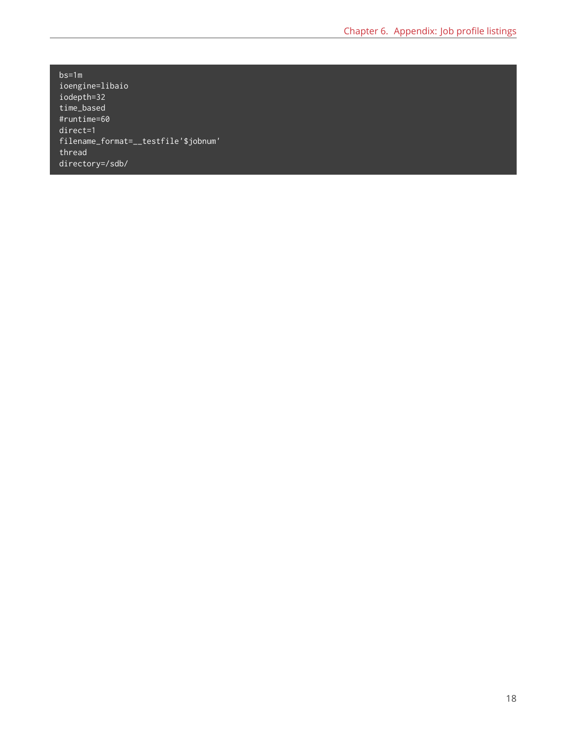```
bs=1m
ioengine=libaio
iodepth=32
time_based
#runtime=60
direct=1
filename_format=__testfile'$jobnum'
thread
directory=/sdb/
```